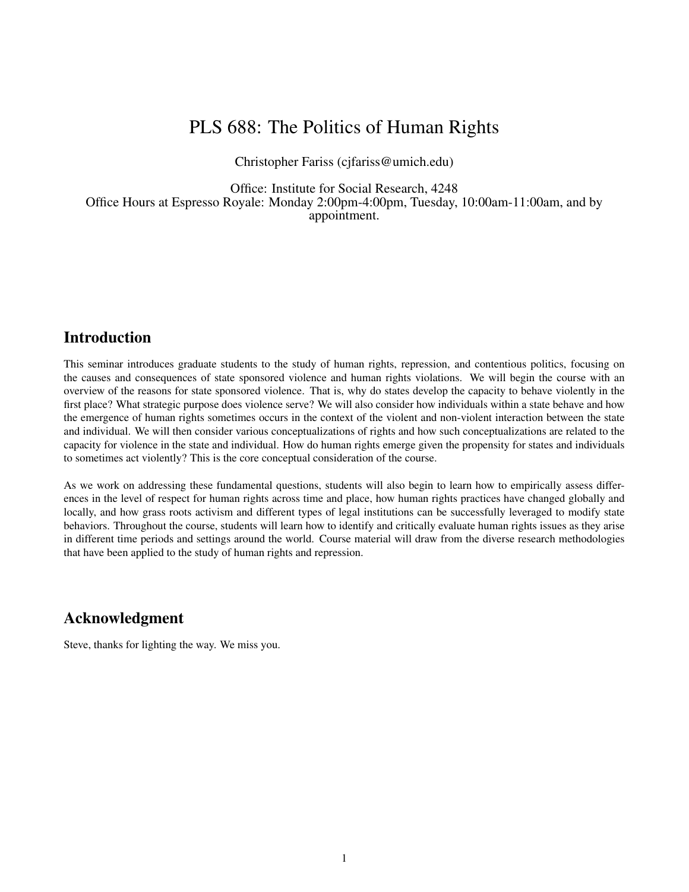# PLS 688: The Politics of Human Rights

Christopher Fariss (cjfariss@umich.edu)

Office: Institute for Social Research, 4248
Office Hours at Espresso Royale: Monday 2:00pm-4:00pm, Tuesday, 10:00am-11:00am, and by appointment.

## Introduction

This seminar introduces graduate students to the study of human rights, repression, and contentious politics, focusing on the causes and consequences of state sponsored violence and human rights violations. We will begin the course with an overview of the reasons for state sponsored violence. That is, why do states develop the capacity to behave violently in the first place? What strategic purpose does violence serve? We will also consider how individuals within a state behave and how the emergence of human rights sometimes occurs in the context of the violent and non-violent interaction between the state and individual. We will then consider various conceptualizations of rights and how such conceptualizations are related to the capacity for violence in the state and individual. How do human rights emerge given the propensity for states and individuals to sometimes act violently? This is the core conceptual consideration of the course.

As we work on addressing these fundamental questions, students will also begin to learn how to empirically assess differences in the level of respect for human rights across time and place, how human rights practices have changed globally and locally, and how grass roots activism and different types of legal institutions can be successfully leveraged to modify state behaviors. Throughout the course, students will learn how to identify and critically evaluate human rights issues as they arise in different time periods and settings around the world. Course material will draw from the diverse research methodologies that have been applied to the study of human rights and repression.

## Acknowledgment

Steve, thanks for lighting the way. We miss you.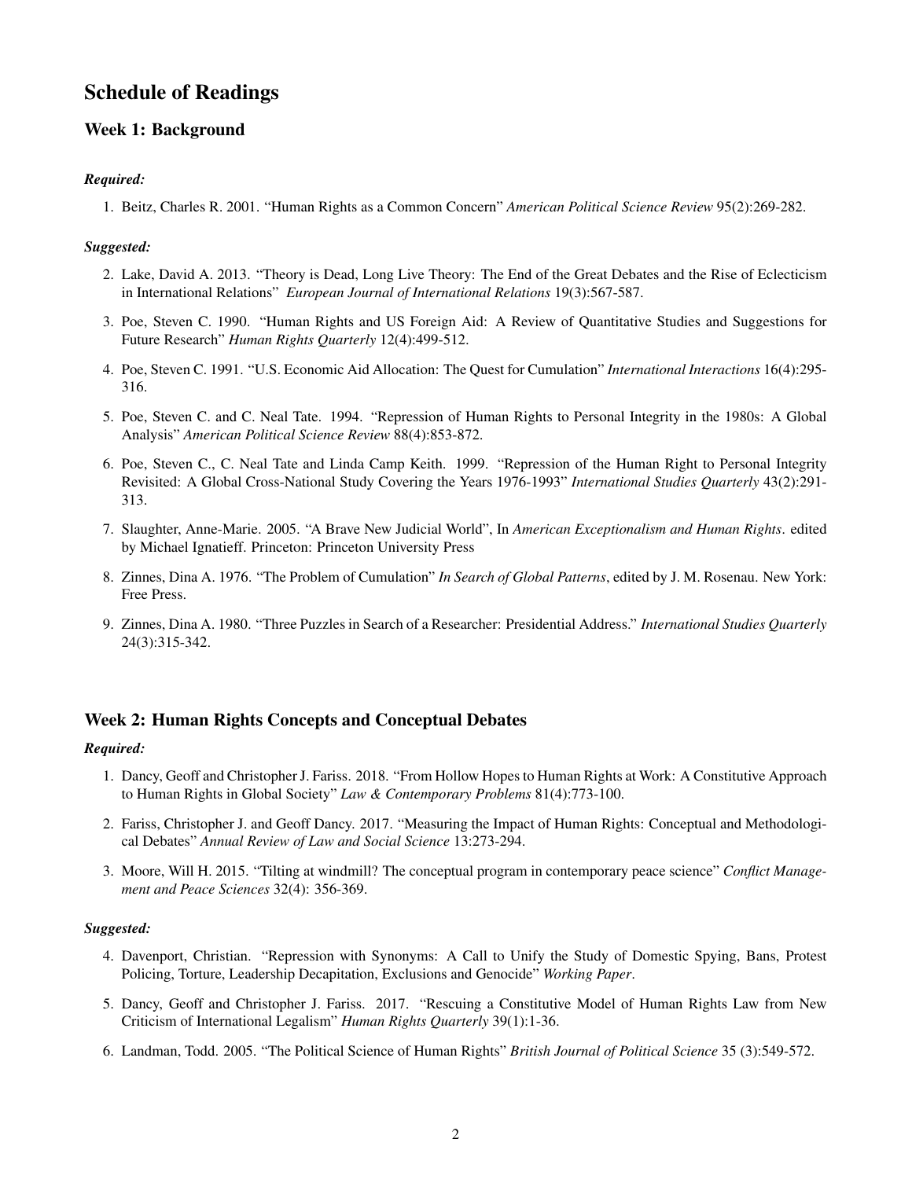# Schedule of Readings

## Week 1: Background

### *Required:*

1. Beitz, Charles R. 2001. "Human Rights as a Common Concern" *American Political Science Review* 95(2):269-282.

### *Suggested:*

2. Lake, David A. 2013. "Theory is Dead, Long Live Theory: The End of the Great Debates and the Rise of Eclecticism in International Relations" *European Journal of International Relations* 19(3):567-587.
3. Poe, Steven C. 1990. "Human Rights and US Foreign Aid: A Review of Quantitative Studies and Suggestions for Future Research" *Human Rights Quarterly* 12(4):499-512.
4. Poe, Steven C. 1991. "U.S. Economic Aid Allocation: The Quest for Cumulation" *International Interactions* 16(4):295-316.
5. Poe, Steven C. and C. Neal Tate. 1994. "Repression of Human Rights to Personal Integrity in the 1980s: A Global Analysis" *American Political Science Review* 88(4):853-872.
6. Poe, Steven C., C. Neal Tate and Linda Camp Keith. 1999. "Repression of the Human Right to Personal Integrity Revisited: A Global Cross-National Study Covering the Years 1976-1993" *International Studies Quarterly* 43(2):291-313.
7. Slaughter, Anne-Marie. 2005. "A Brave New Judicial World", In *American Exceptionalism and Human Rights*. edited by Michael Ignatieff. Princeton: Princeton University Press
8. Zinnes, Dina A. 1976. "The Problem of Cumulation" *In Search of Global Patterns*, edited by J. M. Rosenau. New York: Free Press.
9. Zinnes, Dina A. 1980. "Three Puzzles in Search of a Researcher: Presidential Address." *International Studies Quarterly* 24(3):315-342.

## Week 2: Human Rights Concepts and Conceptual Debates

### *Required:*

1. Dancy, Geoff and Christopher J. Fariss. 2018. "From Hollow Hopes to Human Rights at Work: A Constitutive Approach to Human Rights in Global Society" *Law & Contemporary Problems* 81(4):773-100.
2. Fariss, Christopher J. and Geoff Dancy. 2017. "Measuring the Impact of Human Rights: Conceptual and Methodological Debates" *Annual Review of Law and Social Science* 13:273-294.
3. Moore, Will H. 2015. "Tilting at windmill? The conceptual program in contemporary peace science" *Conflict Management and Peace Sciences* 32(4): 356-369.

### *Suggested:*

4. Davenport, Christian. "Repression with Synonyms: A Call to Unify the Study of Domestic Spying, Bans, Protest Policing, Torture, Leadership Decapitation, Exclusions and Genocide" *Working Paper*.
5. Dancy, Geoff and Christopher J. Fariss. 2017. "Rescuing a Constitutive Model of Human Rights Law from New Criticism of International Legalism" *Human Rights Quarterly* 39(1):1-36.
6. Landman, Todd. 2005. "The Political Science of Human Rights" *British Journal of Political Science* 35 (3):549-572.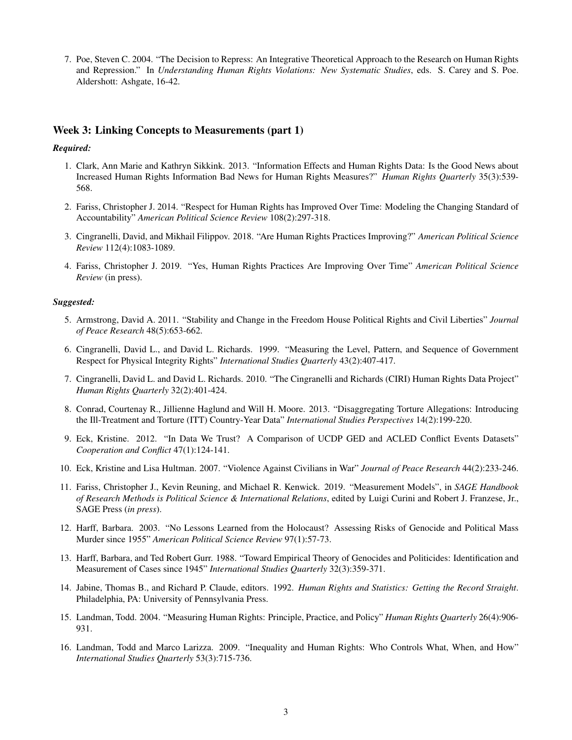7. Poe, Steven C. 2004. "The Decision to Repress: An Integrative Theoretical Approach to the Research on Human Rights and Repression." In *Understanding Human Rights Violations: New Systematic Studies*, eds. S. Carey and S. Poe. Aldershott: Ashgate, 16-42.

## Week 3: Linking Concepts to Measurements (part 1)

***Required:***

1. Clark, Ann Marie and Kathryn Sikkink. 2013. "Information Effects and Human Rights Data: Is the Good News about Increased Human Rights Information Bad News for Human Rights Measures?" *Human Rights Quarterly* 35(3):539-568.

2. Fariss, Christopher J. 2014. "Respect for Human Rights has Improved Over Time: Modeling the Changing Standard of Accountability" *American Political Science Review* 108(2):297-318.

3. Cingranelli, David, and Mikhail Filippov. 2018. "Are Human Rights Practices Improving?" *American Political Science Review* 112(4):1083-1089.

4. Fariss, Christopher J. 2019. "Yes, Human Rights Practices Are Improving Over Time" *American Political Science Review* (in press).

***Suggested:***

5. Armstrong, David A. 2011. "Stability and Change in the Freedom House Political Rights and Civil Liberties" *Journal of Peace Research* 48(5):653-662.

6. Cingranelli, David L., and David L. Richards. 1999. "Measuring the Level, Pattern, and Sequence of Government Respect for Physical Integrity Rights" *International Studies Quarterly* 43(2):407-417.

7. Cingranelli, David L. and David L. Richards. 2010. "The Cingranelli and Richards (CIRI) Human Rights Data Project" *Human Rights Quarterly* 32(2):401-424.

8. Conrad, Courtenay R., Jillienne Haglund and Will H. Moore. 2013. "Disaggregating Torture Allegations: Introducing the Ill-Treatment and Torture (ITT) Country-Year Data" *International Studies Perspectives* 14(2):199-220.

9. Eck, Kristine. 2012. "In Data We Trust? A Comparison of UCDP GED and ACLED Conflict Events Datasets" *Cooperation and Conflict* 47(1):124-141.

10. Eck, Kristine and Lisa Hultman. 2007. "Violence Against Civilians in War" *Journal of Peace Research* 44(2):233-246.

11. Fariss, Christopher J., Kevin Reuning, and Michael R. Kenwick. 2019. "Measurement Models", in *SAGE Handbook of Research Methods is Political Science & International Relations*, edited by Luigi Curini and Robert J. Franzese, Jr., SAGE Press (*in press*).

12. Harff, Barbara. 2003. "No Lessons Learned from the Holocaust? Assessing Risks of Genocide and Political Mass Murder since 1955" *American Political Science Review* 97(1):57-73.

13. Harff, Barbara, and Ted Robert Gurr. 1988. "Toward Empirical Theory of Genocides and Politicides: Identification and Measurement of Cases since 1945" *International Studies Quarterly* 32(3):359-371.

14. Jabine, Thomas B., and Richard P. Claude, editors. 1992. *Human Rights and Statistics: Getting the Record Straight*. Philadelphia, PA: University of Pennsylvania Press.

15. Landman, Todd. 2004. "Measuring Human Rights: Principle, Practice, and Policy" *Human Rights Quarterly* 26(4):906-931.

16. Landman, Todd and Marco Larizza. 2009. "Inequality and Human Rights: Who Controls What, When, and How" *International Studies Quarterly* 53(3):715-736.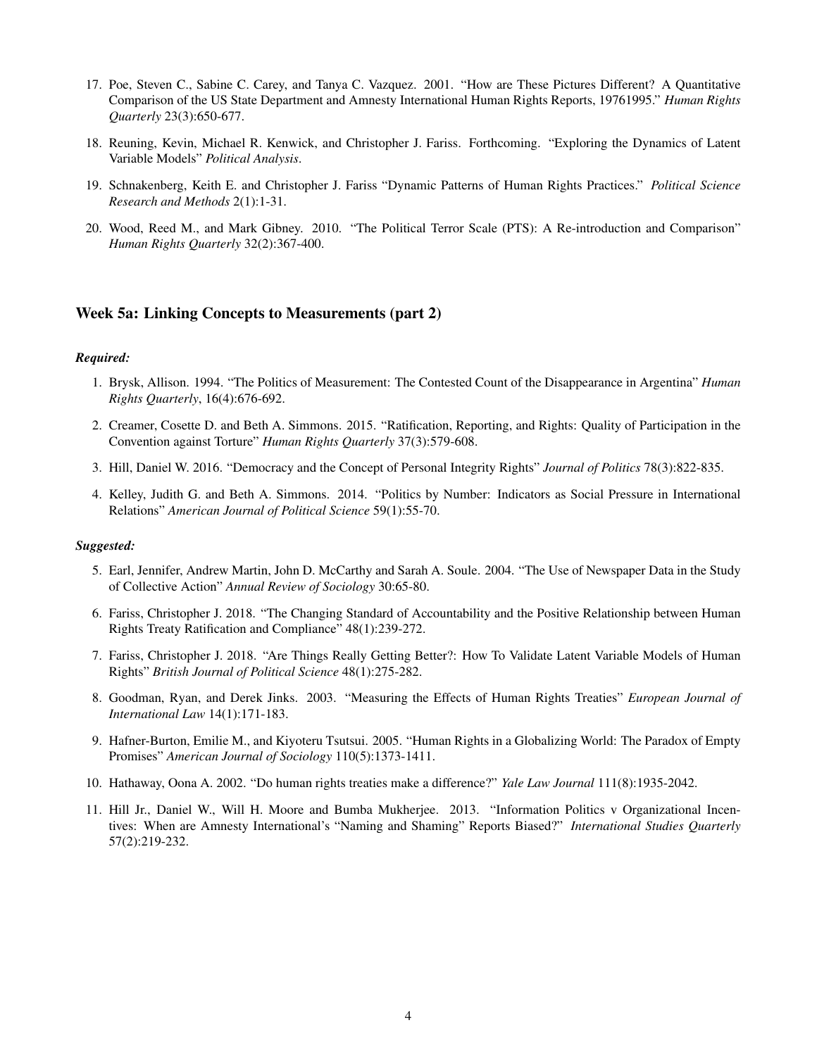17. Poe, Steven C., Sabine C. Carey, and Tanya C. Vazquez. 2001. "How are These Pictures Different? A Quantitative Comparison of the US State Department and Amnesty International Human Rights Reports, 19761995." *Human Rights Quarterly* 23(3):650-677.

18. Reuning, Kevin, Michael R. Kenwick, and Christopher J. Fariss. Forthcoming. "Exploring the Dynamics of Latent Variable Models" *Political Analysis*.

19. Schnakenberg, Keith E. and Christopher J. Fariss "Dynamic Patterns of Human Rights Practices." *Political Science Research and Methods* 2(1):1-31.

20. Wood, Reed M., and Mark Gibney. 2010. "The Political Terror Scale (PTS): A Re-introduction and Comparison" *Human Rights Quarterly* 32(2):367-400.

## Week 5a: Linking Concepts to Measurements (part 2)

***Required:***

1. Brysk, Allison. 1994. "The Politics of Measurement: The Contested Count of the Disappearance in Argentina" *Human Rights Quarterly*, 16(4):676-692.

2. Creamer, Cosette D. and Beth A. Simmons. 2015. "Ratification, Reporting, and Rights: Quality of Participation in the Convention against Torture" *Human Rights Quarterly* 37(3):579-608.

3. Hill, Daniel W. 2016. "Democracy and the Concept of Personal Integrity Rights" *Journal of Politics* 78(3):822-835.

4. Kelley, Judith G. and Beth A. Simmons. 2014. "Politics by Number: Indicators as Social Pressure in International Relations" *American Journal of Political Science* 59(1):55-70.

***Suggested:***

5. Earl, Jennifer, Andrew Martin, John D. McCarthy and Sarah A. Soule. 2004. "The Use of Newspaper Data in the Study of Collective Action" *Annual Review of Sociology* 30:65-80.

6. Fariss, Christopher J. 2018. "The Changing Standard of Accountability and the Positive Relationship between Human Rights Treaty Ratification and Compliance" 48(1):239-272.

7. Fariss, Christopher J. 2018. "Are Things Really Getting Better?: How To Validate Latent Variable Models of Human Rights" *British Journal of Political Science* 48(1):275-282.

8. Goodman, Ryan, and Derek Jinks. 2003. "Measuring the Effects of Human Rights Treaties" *European Journal of International Law* 14(1):171-183.

9. Hafner-Burton, Emilie M., and Kiyoteru Tsutsui. 2005. "Human Rights in a Globalizing World: The Paradox of Empty Promises" *American Journal of Sociology* 110(5):1373-1411.

10. Hathaway, Oona A. 2002. "Do human rights treaties make a difference?" *Yale Law Journal* 111(8):1935-2042.

11. Hill Jr., Daniel W., Will H. Moore and Bumba Mukherjee. 2013. "Information Politics v Organizational Incentives: When are Amnesty International's "Naming and Shaming" Reports Biased?" *International Studies Quarterly* 57(2):219-232.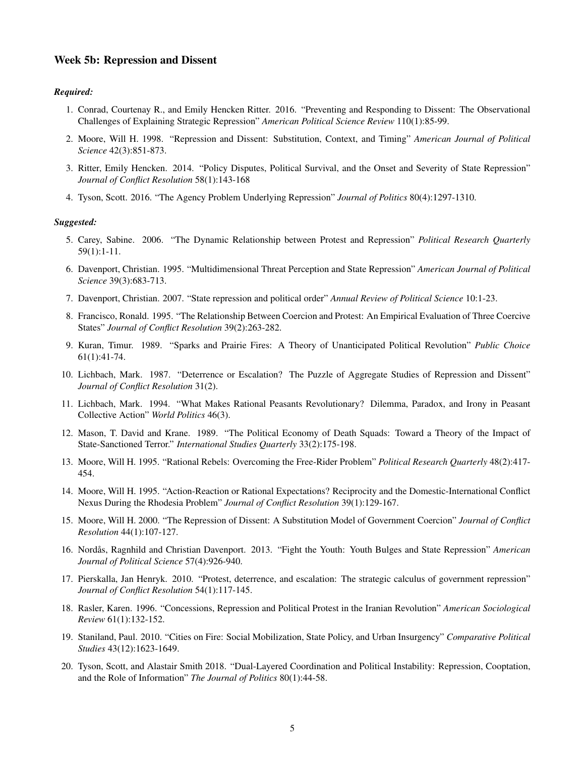## Week 5b: Repression and Dissent

### *Required:*

1. Conrad, Courtenay R., and Emily Hencken Ritter. 2016. "Preventing and Responding to Dissent: The Observational Challenges of Explaining Strategic Repression" *American Political Science Review* 110(1):85-99.
2. Moore, Will H. 1998. "Repression and Dissent: Substitution, Context, and Timing" *American Journal of Political Science* 42(3):851-873.
3. Ritter, Emily Hencken. 2014. "Policy Disputes, Political Survival, and the Onset and Severity of State Repression" *Journal of Conflict Resolution* 58(1):143-168
4. Tyson, Scott. 2016. "The Agency Problem Underlying Repression" *Journal of Politics* 80(4):1297-1310.

### *Suggested:*

5. Carey, Sabine. 2006. "The Dynamic Relationship between Protest and Repression" *Political Research Quarterly* 59(1):1-11.
6. Davenport, Christian. 1995. "Multidimensional Threat Perception and State Repression" *American Journal of Political Science* 39(3):683-713.
7. Davenport, Christian. 2007. "State repression and political order" *Annual Review of Political Science* 10:1-23.
8. Francisco, Ronald. 1995. "The Relationship Between Coercion and Protest: An Empirical Evaluation of Three Coercive States" *Journal of Conflict Resolution* 39(2):263-282.
9. Kuran, Timur. 1989. "Sparks and Prairie Fires: A Theory of Unanticipated Political Revolution" *Public Choice* 61(1):41-74.
10. Lichbach, Mark. 1987. "Deterrence or Escalation? The Puzzle of Aggregate Studies of Repression and Dissent" *Journal of Conflict Resolution* 31(2).
11. Lichbach, Mark. 1994. "What Makes Rational Peasants Revolutionary? Dilemma, Paradox, and Irony in Peasant Collective Action" *World Politics* 46(3).
12. Mason, T. David and Krane. 1989. "The Political Economy of Death Squads: Toward a Theory of the Impact of State-Sanctioned Terror." *International Studies Quarterly* 33(2):175-198.
13. Moore, Will H. 1995. "Rational Rebels: Overcoming the Free-Rider Problem" *Political Research Quarterly* 48(2):417-454.
14. Moore, Will H. 1995. "Action-Reaction or Rational Expectations? Reciprocity and the Domestic-International Conflict Nexus During the Rhodesia Problem" *Journal of Conflict Resolution* 39(1):129-167.
15. Moore, Will H. 2000. "The Repression of Dissent: A Substitution Model of Government Coercion" *Journal of Conflict Resolution* 44(1):107-127.
16. Nordås, Ragnhild and Christian Davenport. 2013. "Fight the Youth: Youth Bulges and State Repression" *American Journal of Political Science* 57(4):926-940.
17. Pierskalla, Jan Henryk. 2010. "Protest, deterrence, and escalation: The strategic calculus of government repression" *Journal of Conflict Resolution* 54(1):117-145.
18. Rasler, Karen. 1996. "Concessions, Repression and Political Protest in the Iranian Revolution" *American Sociological Review* 61(1):132-152.
19. Staniland, Paul. 2010. "Cities on Fire: Social Mobilization, State Policy, and Urban Insurgency" *Comparative Political Studies* 43(12):1623-1649.
20. Tyson, Scott, and Alastair Smith 2018. "Dual-Layered Coordination and Political Instability: Repression, Cooptation, and the Role of Information" *The Journal of Politics* 80(1):44-58.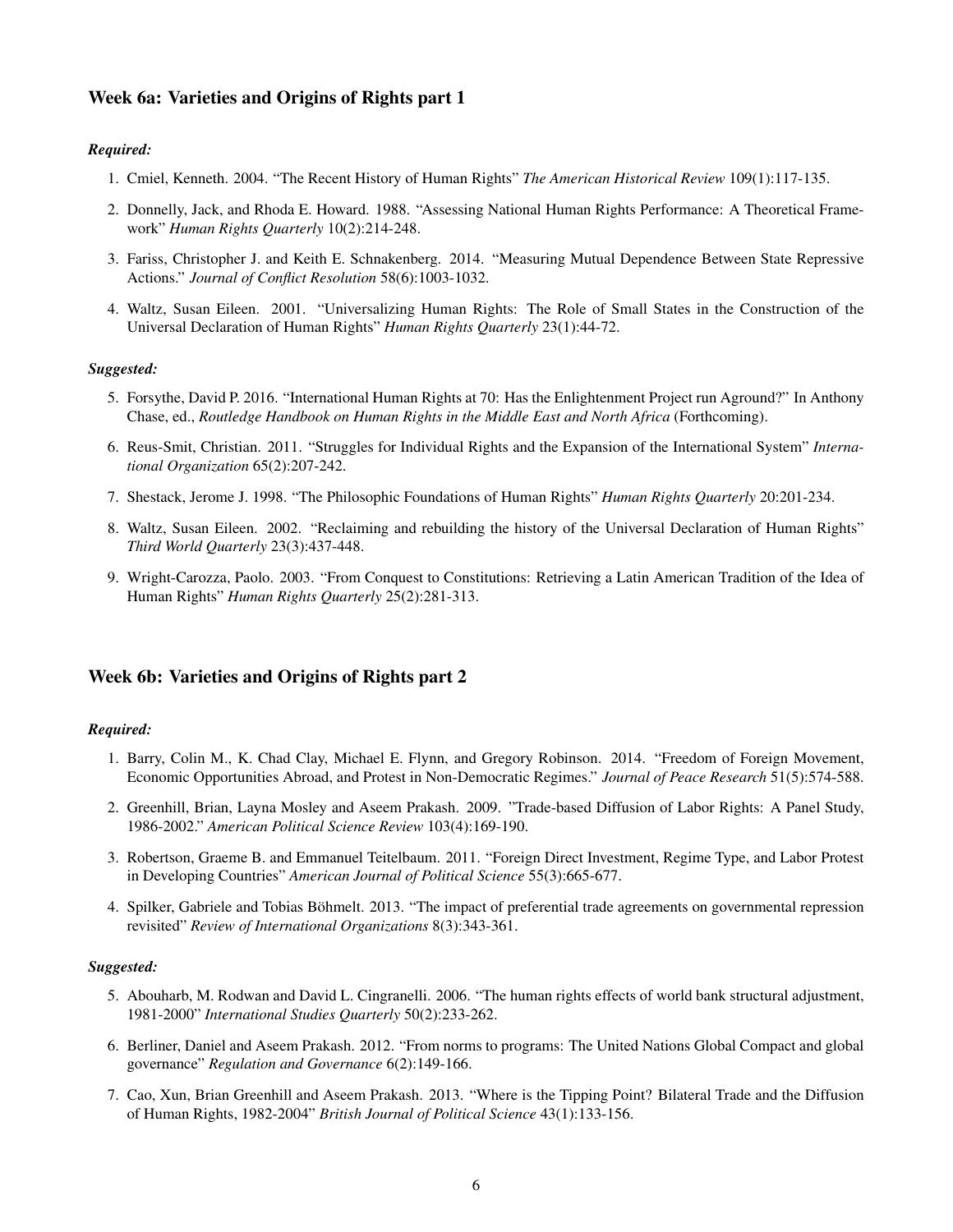## Week 6a: Varieties and Origins of Rights part 1

***Required:***

1. Cmiel, Kenneth. 2004. "The Recent History of Human Rights" *The American Historical Review* 109(1):117-135.
2. Donnelly, Jack, and Rhoda E. Howard. 1988. "Assessing National Human Rights Performance: A Theoretical Framework" *Human Rights Quarterly* 10(2):214-248.
3. Fariss, Christopher J. and Keith E. Schnakenberg. 2014. "Measuring Mutual Dependence Between State Repressive Actions." *Journal of Conflict Resolution* 58(6):1003-1032.
4. Waltz, Susan Eileen. 2001. "Universalizing Human Rights: The Role of Small States in the Construction of the Universal Declaration of Human Rights" *Human Rights Quarterly* 23(1):44-72.

***Suggested:***

5. Forsythe, David P. 2016. "International Human Rights at 70: Has the Enlightenment Project run Aground?" In Anthony Chase, ed., *Routledge Handbook on Human Rights in the Middle East and North Africa* (Forthcoming).
6. Reus-Smit, Christian. 2011. "Struggles for Individual Rights and the Expansion of the International System" *International Organization* 65(2):207-242.
7. Shestack, Jerome J. 1998. "The Philosophic Foundations of Human Rights" *Human Rights Quarterly* 20:201-234.
8. Waltz, Susan Eileen. 2002. "Reclaiming and rebuilding the history of the Universal Declaration of Human Rights" *Third World Quarterly* 23(3):437-448.
9. Wright-Carozza, Paolo. 2003. "From Conquest to Constitutions: Retrieving a Latin American Tradition of the Idea of Human Rights" *Human Rights Quarterly* 25(2):281-313.

## Week 6b: Varieties and Origins of Rights part 2

***Required:***

1. Barry, Colin M., K. Chad Clay, Michael E. Flynn, and Gregory Robinson. 2014. "Freedom of Foreign Movement, Economic Opportunities Abroad, and Protest in Non-Democratic Regimes." *Journal of Peace Research* 51(5):574-588.
2. Greenhill, Brian, Layna Mosley and Aseem Prakash. 2009. "Trade-based Diffusion of Labor Rights: A Panel Study, 1986-2002." *American Political Science Review* 103(4):169-190.
3. Robertson, Graeme B. and Emmanuel Teitelbaum. 2011. "Foreign Direct Investment, Regime Type, and Labor Protest in Developing Countries" *American Journal of Political Science* 55(3):665-677.
4. Spilker, Gabriele and Tobias Böhmelt. 2013. "The impact of preferential trade agreements on governmental repression revisited" *Review of International Organizations* 8(3):343-361.

***Suggested:***

5. Abouharb, M. Rodwan and David L. Cingranelli. 2006. "The human rights effects of world bank structural adjustment, 1981-2000" *International Studies Quarterly* 50(2):233-262.
6. Berliner, Daniel and Aseem Prakash. 2012. "From norms to programs: The United Nations Global Compact and global governance" *Regulation and Governance* 6(2):149-166.
7. Cao, Xun, Brian Greenhill and Aseem Prakash. 2013. "Where is the Tipping Point? Bilateral Trade and the Diffusion of Human Rights, 1982-2004" *British Journal of Political Science* 43(1):133-156.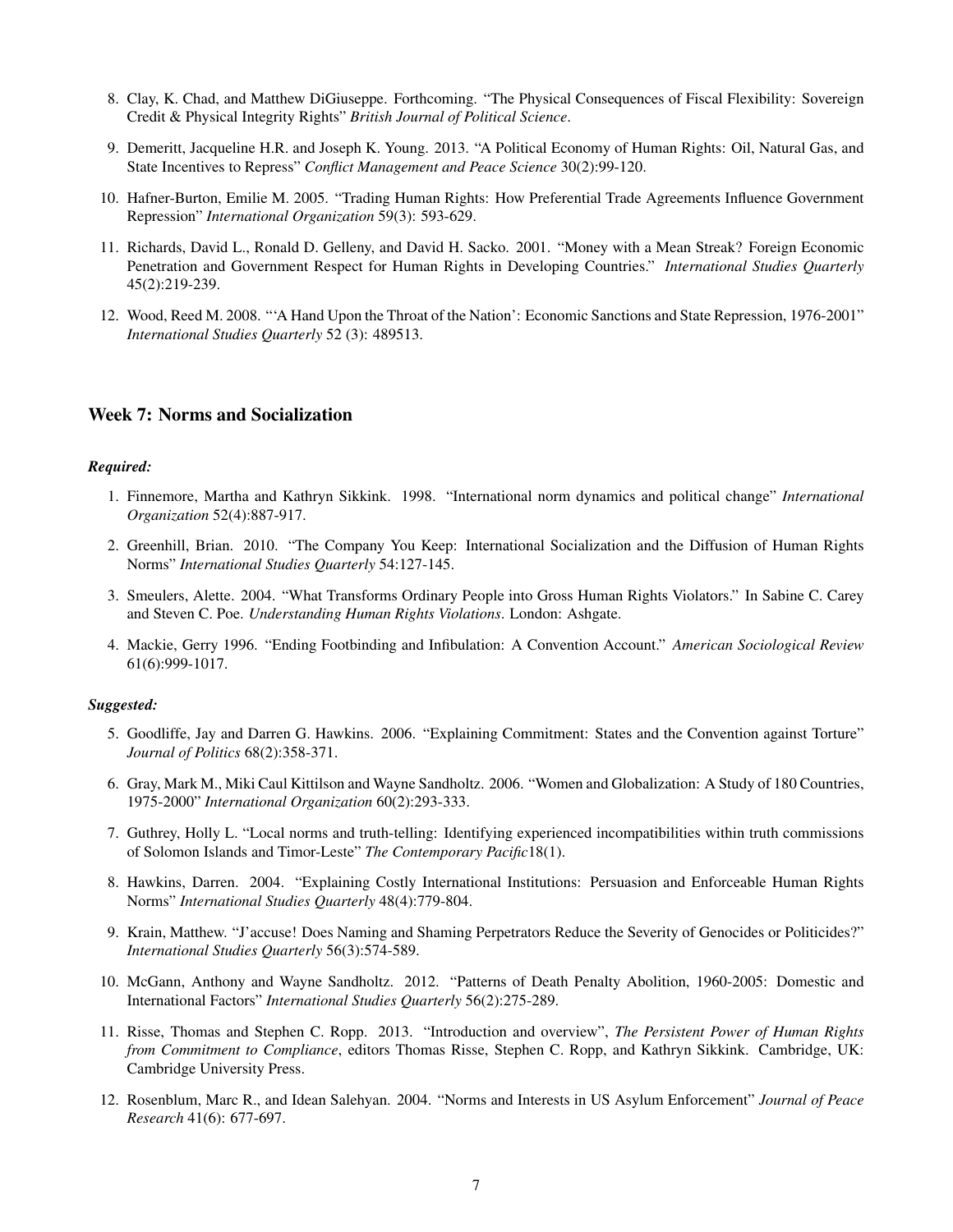8. Clay, K. Chad, and Matthew DiGiuseppe. Forthcoming. "The Physical Consequences of Fiscal Flexibility: Sovereign Credit & Physical Integrity Rights" *British Journal of Political Science*.

9. Demeritt, Jacqueline H.R. and Joseph K. Young. 2013. "A Political Economy of Human Rights: Oil, Natural Gas, and State Incentives to Repress" *Conflict Management and Peace Science* 30(2):99-120.

10. Hafner-Burton, Emilie M. 2005. "Trading Human Rights: How Preferential Trade Agreements Influence Government Repression" *International Organization* 59(3): 593-629.

11. Richards, David L., Ronald D. Gelleny, and David H. Sacko. 2001. "Money with a Mean Streak? Foreign Economic Penetration and Government Respect for Human Rights in Developing Countries." *International Studies Quarterly* 45(2):219-239.

12. Wood, Reed M. 2008. "'A Hand Upon the Throat of the Nation': Economic Sanctions and State Repression, 1976-2001" *International Studies Quarterly* 52 (3): 489513.

## Week 7: Norms and Socialization

***Required:***

1. Finnemore, Martha and Kathryn Sikkink. 1998. "International norm dynamics and political change" *International Organization* 52(4):887-917.

2. Greenhill, Brian. 2010. "The Company You Keep: International Socialization and the Diffusion of Human Rights Norms" *International Studies Quarterly* 54:127-145.

3. Smeulers, Alette. 2004. "What Transforms Ordinary People into Gross Human Rights Violators." In Sabine C. Carey and Steven C. Poe. *Understanding Human Rights Violations*. London: Ashgate.

4. Mackie, Gerry 1996. "Ending Footbinding and Infibulation: A Convention Account." *American Sociological Review* 61(6):999-1017.

***Suggested:***

5. Goodliffe, Jay and Darren G. Hawkins. 2006. "Explaining Commitment: States and the Convention against Torture" *Journal of Politics* 68(2):358-371.

6. Gray, Mark M., Miki Caul Kittilson and Wayne Sandholtz. 2006. "Women and Globalization: A Study of 180 Countries, 1975-2000" *International Organization* 60(2):293-333.

7. Guthrey, Holly L. "Local norms and truth-telling: Identifying experienced incompatibilities within truth commissions of Solomon Islands and Timor-Leste" *The Contemporary Pacific*18(1).

8. Hawkins, Darren. 2004. "Explaining Costly International Institutions: Persuasion and Enforceable Human Rights Norms" *International Studies Quarterly* 48(4):779-804.

9. Krain, Matthew. "J'accuse! Does Naming and Shaming Perpetrators Reduce the Severity of Genocides or Politicides?" *International Studies Quarterly* 56(3):574-589.

10. McGann, Anthony and Wayne Sandholtz. 2012. "Patterns of Death Penalty Abolition, 1960-2005: Domestic and International Factors" *International Studies Quarterly* 56(2):275-289.

11. Risse, Thomas and Stephen C. Ropp. 2013. "Introduction and overview", *The Persistent Power of Human Rights from Commitment to Compliance*, editors Thomas Risse, Stephen C. Ropp, and Kathryn Sikkink. Cambridge, UK: Cambridge University Press.

12. Rosenblum, Marc R., and Idean Salehyan. 2004. "Norms and Interests in US Asylum Enforcement" *Journal of Peace Research* 41(6): 677-697.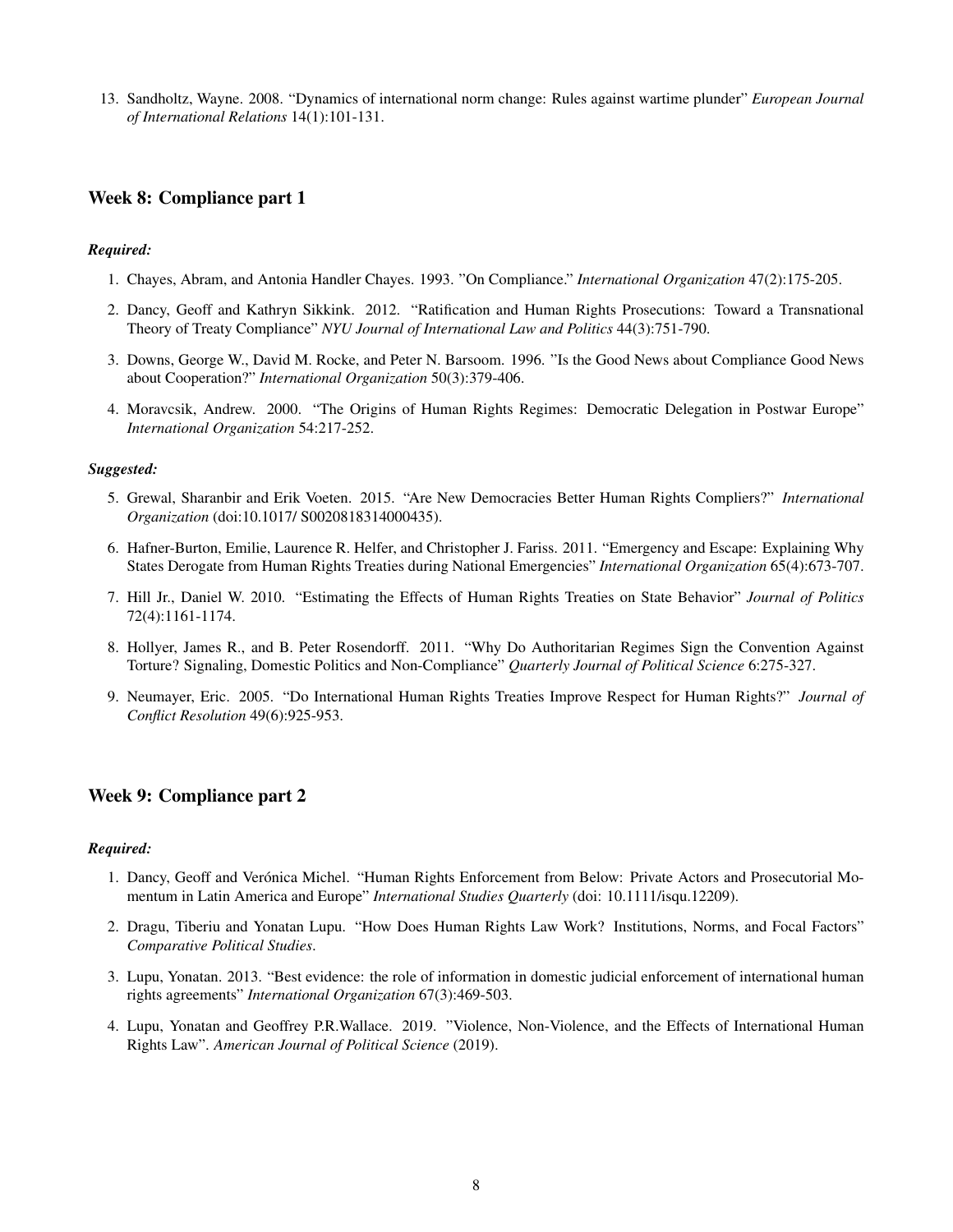13. Sandholtz, Wayne. 2008. "Dynamics of international norm change: Rules against wartime plunder" *European Journal of International Relations* 14(1):101-131.

## Week 8: Compliance part 1

### *Required:*

1. Chayes, Abram, and Antonia Handler Chayes. 1993. "On Compliance." *International Organization* 47(2):175-205.
2. Dancy, Geoff and Kathryn Sikkink. 2012. "Ratification and Human Rights Prosecutions: Toward a Transnational Theory of Treaty Compliance" *NYU Journal of International Law and Politics* 44(3):751-790.
3. Downs, George W., David M. Rocke, and Peter N. Barsoom. 1996. "Is the Good News about Compliance Good News about Cooperation?" *International Organization* 50(3):379-406.
4. Moravcsik, Andrew. 2000. "The Origins of Human Rights Regimes: Democratic Delegation in Postwar Europe" *International Organization* 54:217-252.

### *Suggested:*

5. Grewal, Sharanbir and Erik Voeten. 2015. "Are New Democracies Better Human Rights Compliers?" *International Organization* (doi:10.1017/ S0020818314000435).
6. Hafner-Burton, Emilie, Laurence R. Helfer, and Christopher J. Fariss. 2011. "Emergency and Escape: Explaining Why States Derogate from Human Rights Treaties during National Emergencies" *International Organization* 65(4):673-707.
7. Hill Jr., Daniel W. 2010. "Estimating the Effects of Human Rights Treaties on State Behavior" *Journal of Politics* 72(4):1161-1174.
8. Hollyer, James R., and B. Peter Rosendorff. 2011. "Why Do Authoritarian Regimes Sign the Convention Against Torture? Signaling, Domestic Politics and Non-Compliance" *Quarterly Journal of Political Science* 6:275-327.
9. Neumayer, Eric. 2005. "Do International Human Rights Treaties Improve Respect for Human Rights?" *Journal of Conflict Resolution* 49(6):925-953.

## Week 9: Compliance part 2

### *Required:*

1. Dancy, Geoff and Verónica Michel. "Human Rights Enforcement from Below: Private Actors and Prosecutorial Momentum in Latin America and Europe" *International Studies Quarterly* (doi: 10.1111/isqu.12209).
2. Dragu, Tiberiu and Yonatan Lupu. "How Does Human Rights Law Work? Institutions, Norms, and Focal Factors" *Comparative Political Studies*.
3. Lupu, Yonatan. 2013. "Best evidence: the role of information in domestic judicial enforcement of international human rights agreements" *International Organization* 67(3):469-503.
4. Lupu, Yonatan and Geoffrey P.R.Wallace. 2019. "Violence, Non-Violence, and the Effects of International Human Rights Law". *American Journal of Political Science* (2019).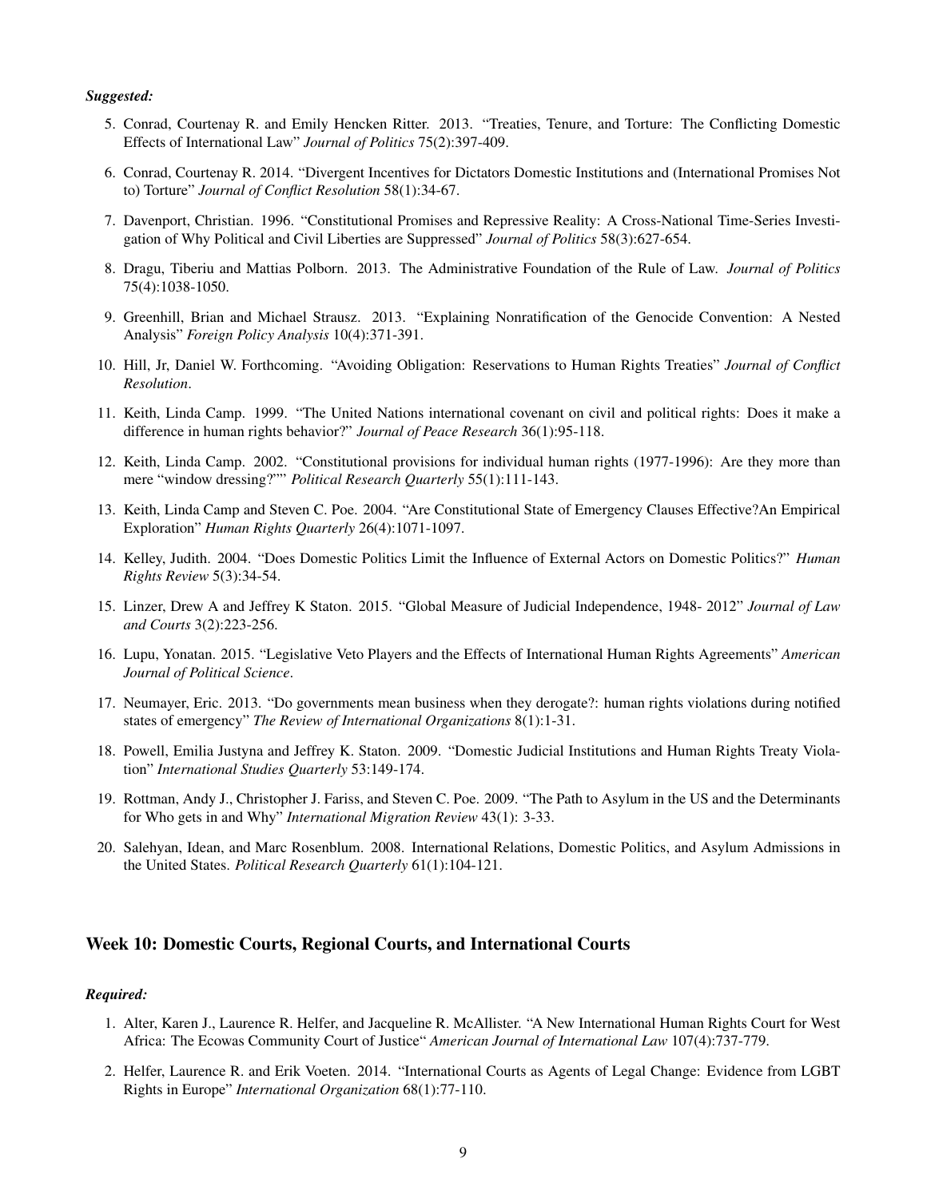***Suggested:***

5. Conrad, Courtenay R. and Emily Hencken Ritter. 2013. "Treaties, Tenure, and Torture: The Conflicting Domestic Effects of International Law" *Journal of Politics* 75(2):397-409.
6. Conrad, Courtenay R. 2014. "Divergent Incentives for Dictators Domestic Institutions and (International Promises Not to) Torture" *Journal of Conflict Resolution* 58(1):34-67.
7. Davenport, Christian. 1996. "Constitutional Promises and Repressive Reality: A Cross-National Time-Series Investigation of Why Political and Civil Liberties are Suppressed" *Journal of Politics* 58(3):627-654.
8. Dragu, Tiberiu and Mattias Polborn. 2013. The Administrative Foundation of the Rule of Law. *Journal of Politics* 75(4):1038-1050.
9. Greenhill, Brian and Michael Strausz. 2013. "Explaining Nonratification of the Genocide Convention: A Nested Analysis" *Foreign Policy Analysis* 10(4):371-391.
10. Hill, Jr, Daniel W. Forthcoming. "Avoiding Obligation: Reservations to Human Rights Treaties" *Journal of Conflict Resolution*.
11. Keith, Linda Camp. 1999. "The United Nations international covenant on civil and political rights: Does it make a difference in human rights behavior?" *Journal of Peace Research* 36(1):95-118.
12. Keith, Linda Camp. 2002. "Constitutional provisions for individual human rights (1977-1996): Are they more than mere "window dressing?"" *Political Research Quarterly* 55(1):111-143.
13. Keith, Linda Camp and Steven C. Poe. 2004. "Are Constitutional State of Emergency Clauses Effective?An Empirical Exploration" *Human Rights Quarterly* 26(4):1071-1097.
14. Kelley, Judith. 2004. "Does Domestic Politics Limit the Influence of External Actors on Domestic Politics?" *Human Rights Review* 5(3):34-54.
15. Linzer, Drew A and Jeffrey K Staton. 2015. "Global Measure of Judicial Independence, 1948- 2012" *Journal of Law and Courts* 3(2):223-256.
16. Lupu, Yonatan. 2015. "Legislative Veto Players and the Effects of International Human Rights Agreements" *American Journal of Political Science*.
17. Neumayer, Eric. 2013. "Do governments mean business when they derogate?: human rights violations during notified states of emergency" *The Review of International Organizations* 8(1):1-31.
18. Powell, Emilia Justyna and Jeffrey K. Staton. 2009. "Domestic Judicial Institutions and Human Rights Treaty Violation" *International Studies Quarterly* 53:149-174.
19. Rottman, Andy J., Christopher J. Fariss, and Steven C. Poe. 2009. "The Path to Asylum in the US and the Determinants for Who gets in and Why" *International Migration Review* 43(1): 3-33.
20. Salehyan, Idean, and Marc Rosenblum. 2008. International Relations, Domestic Politics, and Asylum Admissions in the United States. *Political Research Quarterly* 61(1):104-121.

## Week 10: Domestic Courts, Regional Courts, and International Courts

***Required:***

1. Alter, Karen J., Laurence R. Helfer, and Jacqueline R. McAllister. "A New International Human Rights Court for West Africa: The Ecowas Community Court of Justice" *American Journal of International Law* 107(4):737-779.
2. Helfer, Laurence R. and Erik Voeten. 2014. "International Courts as Agents of Legal Change: Evidence from LGBT Rights in Europe" *International Organization* 68(1):77-110.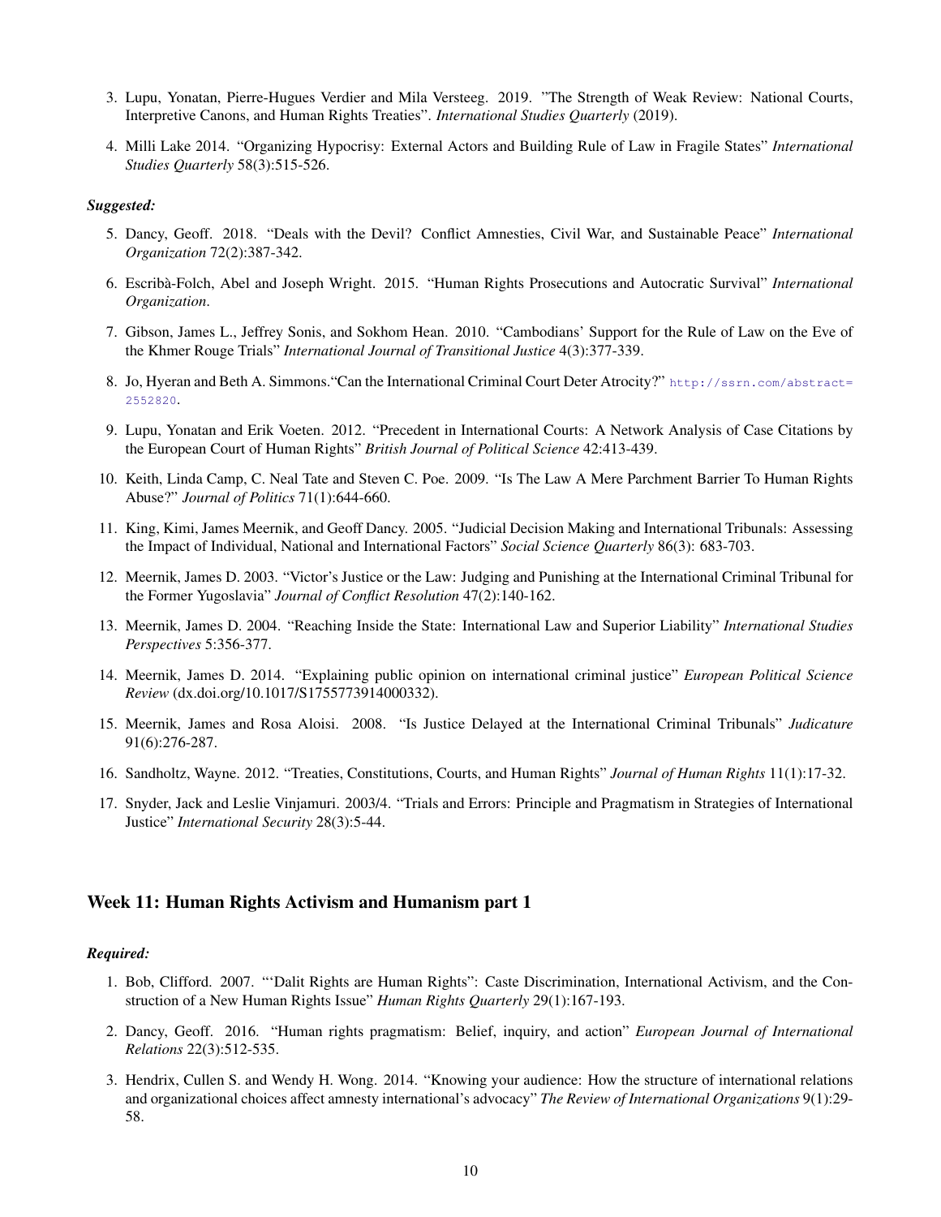3. Lupu, Yonatan, Pierre-Hugues Verdier and Mila Versteeg. 2019. "The Strength of Weak Review: National Courts, Interpretive Canons, and Human Rights Treaties". *International Studies Quarterly* (2019).

4. Milli Lake 2014. "Organizing Hypocrisy: External Actors and Building Rule of Law in Fragile States" *International Studies Quarterly* 58(3):515-526.

***Suggested:***

5. Dancy, Geoff. 2018. "Deals with the Devil? Conflict Amnesties, Civil War, and Sustainable Peace" *International Organization* 72(2):387-342.

6. Escribà-Folch, Abel and Joseph Wright. 2015. "Human Rights Prosecutions and Autocratic Survival" *International Organization*.

7. Gibson, James L., Jeffrey Sonis, and Sokhom Hean. 2010. "Cambodians' Support for the Rule of Law on the Eve of the Khmer Rouge Trials" *International Journal of Transitional Justice* 4(3):377-339.

8. Jo, Hyeran and Beth A. Simmons."Can the International Criminal Court Deter Atrocity?" http://ssrn.com/abstract=2552820.

9. Lupu, Yonatan and Erik Voeten. 2012. "Precedent in International Courts: A Network Analysis of Case Citations by the European Court of Human Rights" *British Journal of Political Science* 42:413-439.

10. Keith, Linda Camp, C. Neal Tate and Steven C. Poe. 2009. "Is The Law A Mere Parchment Barrier To Human Rights Abuse?" *Journal of Politics* 71(1):644-660.

11. King, Kimi, James Meernik, and Geoff Dancy. 2005. "Judicial Decision Making and International Tribunals: Assessing the Impact of Individual, National and International Factors" *Social Science Quarterly* 86(3): 683-703.

12. Meernik, James D. 2003. "Victor's Justice or the Law: Judging and Punishing at the International Criminal Tribunal for the Former Yugoslavia" *Journal of Conflict Resolution* 47(2):140-162.

13. Meernik, James D. 2004. "Reaching Inside the State: International Law and Superior Liability" *International Studies Perspectives* 5:356-377.

14. Meernik, James D. 2014. "Explaining public opinion on international criminal justice" *European Political Science Review* (dx.doi.org/10.1017/S1755773914000332).

15. Meernik, James and Rosa Aloisi. 2008. "Is Justice Delayed at the International Criminal Tribunals" *Judicature* 91(6):276-287.

16. Sandholtz, Wayne. 2012. "Treaties, Constitutions, Courts, and Human Rights" *Journal of Human Rights* 11(1):17-32.

17. Snyder, Jack and Leslie Vinjamuri. 2003/4. "Trials and Errors: Principle and Pragmatism in Strategies of International Justice" *International Security* 28(3):5-44.

## Week 11: Human Rights Activism and Humanism part 1

***Required:***

1. Bob, Clifford. 2007. "'Dalit Rights are Human Rights": Caste Discrimination, International Activism, and the Construction of a New Human Rights Issue" *Human Rights Quarterly* 29(1):167-193.

2. Dancy, Geoff. 2016. "Human rights pragmatism: Belief, inquiry, and action" *European Journal of International Relations* 22(3):512-535.

3. Hendrix, Cullen S. and Wendy H. Wong. 2014. "Knowing your audience: How the structure of international relations and organizational choices affect amnesty international's advocacy" *The Review of International Organizations* 9(1):29-58.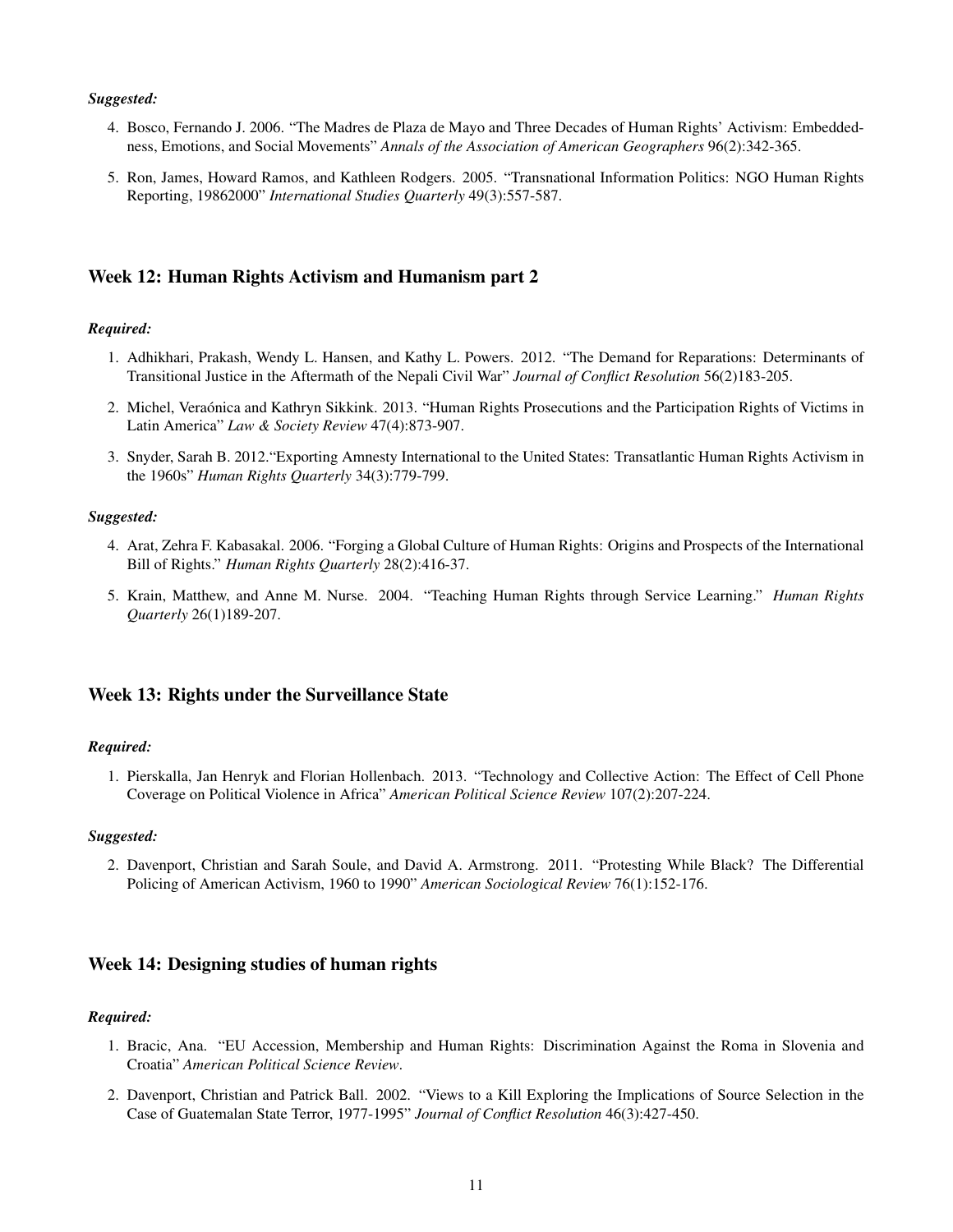***Suggested:***

4. Bosco, Fernando J. 2006. "The Madres de Plaza de Mayo and Three Decades of Human Rights' Activism: Embeddedness, Emotions, and Social Movements" *Annals of the Association of American Geographers* 96(2):342-365.

5. Ron, James, Howard Ramos, and Kathleen Rodgers. 2005. "Transnational Information Politics: NGO Human Rights Reporting, 19862000" *International Studies Quarterly* 49(3):557-587.

## Week 12: Human Rights Activism and Humanism part 2

***Required:***

1. Adhikhari, Prakash, Wendy L. Hansen, and Kathy L. Powers. 2012. "The Demand for Reparations: Determinants of Transitional Justice in the Aftermath of the Nepali Civil War" *Journal of Conflict Resolution* 56(2)183-205.

2. Michel, Veraónica and Kathryn Sikkink. 2013. "Human Rights Prosecutions and the Participation Rights of Victims in Latin America" *Law & Society Review* 47(4):873-907.

3. Snyder, Sarah B. 2012."Exporting Amnesty International to the United States: Transatlantic Human Rights Activism in the 1960s" *Human Rights Quarterly* 34(3):779-799.

***Suggested:***

4. Arat, Zehra F. Kabasakal. 2006. "Forging a Global Culture of Human Rights: Origins and Prospects of the International Bill of Rights." *Human Rights Quarterly* 28(2):416-37.

5. Krain, Matthew, and Anne M. Nurse. 2004. "Teaching Human Rights through Service Learning." *Human Rights Quarterly* 26(1)189-207.

## Week 13: Rights under the Surveillance State

***Required:***

1. Pierskalla, Jan Henryk and Florian Hollenbach. 2013. "Technology and Collective Action: The Effect of Cell Phone Coverage on Political Violence in Africa" *American Political Science Review* 107(2):207-224.

***Suggested:***

2. Davenport, Christian and Sarah Soule, and David A. Armstrong. 2011. "Protesting While Black? The Differential Policing of American Activism, 1960 to 1990" *American Sociological Review* 76(1):152-176.

## Week 14: Designing studies of human rights

***Required:***

1. Bracic, Ana. "EU Accession, Membership and Human Rights: Discrimination Against the Roma in Slovenia and Croatia" *American Political Science Review*.

2. Davenport, Christian and Patrick Ball. 2002. "Views to a Kill Exploring the Implications of Source Selection in the Case of Guatemalan State Terror, 1977-1995" *Journal of Conflict Resolution* 46(3):427-450.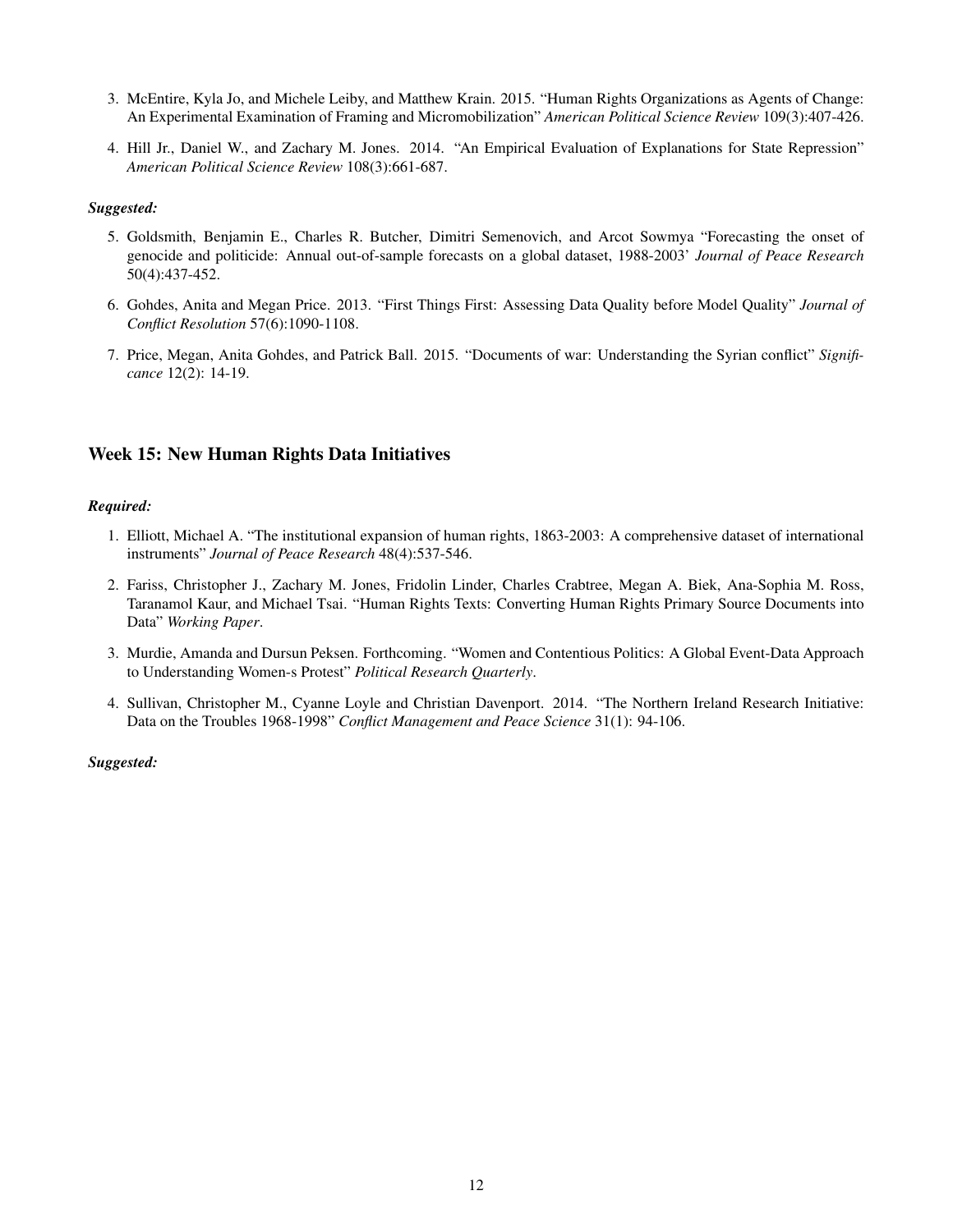3. McEntire, Kyla Jo, and Michele Leiby, and Matthew Krain. 2015. "Human Rights Organizations as Agents of Change: An Experimental Examination of Framing and Micromobilization" *American Political Science Review* 109(3):407-426.

4. Hill Jr., Daniel W., and Zachary M. Jones. 2014. "An Empirical Evaluation of Explanations for State Repression" *American Political Science Review* 108(3):661-687.

***Suggested:***

5. Goldsmith, Benjamin E., Charles R. Butcher, Dimitri Semenovich, and Arcot Sowmya "Forecasting the onset of genocide and politicide: Annual out-of-sample forecasts on a global dataset, 1988-2003' *Journal of Peace Research* 50(4):437-452.

6. Gohdes, Anita and Megan Price. 2013. "First Things First: Assessing Data Quality before Model Quality" *Journal of Conflict Resolution* 57(6):1090-1108.

7. Price, Megan, Anita Gohdes, and Patrick Ball. 2015. "Documents of war: Understanding the Syrian conflict" *Significance* 12(2): 14-19.

## Week 15: New Human Rights Data Initiatives

***Required:***

1. Elliott, Michael A. "The institutional expansion of human rights, 1863-2003: A comprehensive dataset of international instruments" *Journal of Peace Research* 48(4):537-546.

2. Fariss, Christopher J., Zachary M. Jones, Fridolin Linder, Charles Crabtree, Megan A. Biek, Ana-Sophia M. Ross, Taranamol Kaur, and Michael Tsai. "Human Rights Texts: Converting Human Rights Primary Source Documents into Data" *Working Paper*.

3. Murdie, Amanda and Dursun Peksen. Forthcoming. "Women and Contentious Politics: A Global Event-Data Approach to Understanding Women-s Protest" *Political Research Quarterly*.

4. Sullivan, Christopher M., Cyanne Loyle and Christian Davenport. 2014. "The Northern Ireland Research Initiative: Data on the Troubles 1968-1998" *Conflict Management and Peace Science* 31(1): 94-106.

***Suggested:***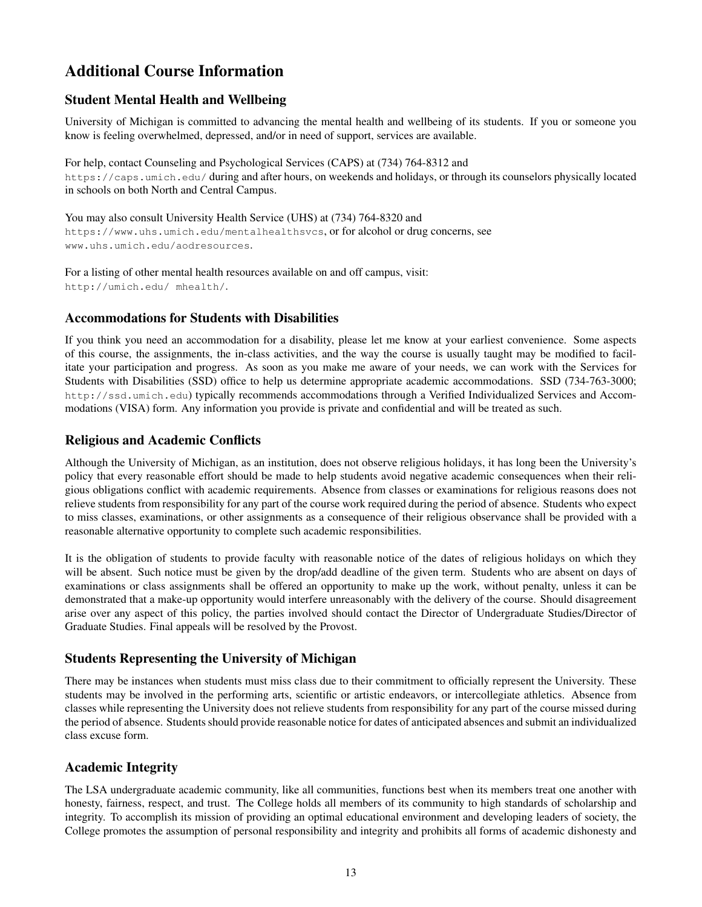# Additional Course Information

## Student Mental Health and Wellbeing

University of Michigan is committed to advancing the mental health and wellbeing of its students. If you or someone you know is feeling overwhelmed, depressed, and/or in need of support, services are available.

For help, contact Counseling and Psychological Services (CAPS) at (734) 764-8312 and https://caps.umich.edu/ during and after hours, on weekends and holidays, or through its counselors physically located in schools on both North and Central Campus.

You may also consult University Health Service (UHS) at (734) 764-8320 and https://www.uhs.umich.edu/mentalhealthsvcs, or for alcohol or drug concerns, see www.uhs.umich.edu/aodresources.

For a listing of other mental health resources available on and off campus, visit: http://umich.edu/ mhealth/.

## Accommodations for Students with Disabilities

If you think you need an accommodation for a disability, please let me know at your earliest convenience. Some aspects of this course, the assignments, the in-class activities, and the way the course is usually taught may be modified to facilitate your participation and progress. As soon as you make me aware of your needs, we can work with the Services for Students with Disabilities (SSD) office to help us determine appropriate academic accommodations. SSD (734-763-3000; http://ssd.umich.edu) typically recommends accommodations through a Verified Individualized Services and Accommodations (VISA) form. Any information you provide is private and confidential and will be treated as such.

## Religious and Academic Conflicts

Although the University of Michigan, as an institution, does not observe religious holidays, it has long been the University's policy that every reasonable effort should be made to help students avoid negative academic consequences when their religious obligations conflict with academic requirements. Absence from classes or examinations for religious reasons does not relieve students from responsibility for any part of the course work required during the period of absence. Students who expect to miss classes, examinations, or other assignments as a consequence of their religious observance shall be provided with a reasonable alternative opportunity to complete such academic responsibilities.

It is the obligation of students to provide faculty with reasonable notice of the dates of religious holidays on which they will be absent. Such notice must be given by the drop/add deadline of the given term. Students who are absent on days of examinations or class assignments shall be offered an opportunity to make up the work, without penalty, unless it can be demonstrated that a make-up opportunity would interfere unreasonably with the delivery of the course. Should disagreement arise over any aspect of this policy, the parties involved should contact the Director of Undergraduate Studies/Director of Graduate Studies. Final appeals will be resolved by the Provost.

## Students Representing the University of Michigan

There may be instances when students must miss class due to their commitment to officially represent the University. These students may be involved in the performing arts, scientific or artistic endeavors, or intercollegiate athletics. Absence from classes while representing the University does not relieve students from responsibility for any part of the course missed during the period of absence. Students should provide reasonable notice for dates of anticipated absences and submit an individualized class excuse form.

## Academic Integrity

The LSA undergraduate academic community, like all communities, functions best when its members treat one another with honesty, fairness, respect, and trust. The College holds all members of its community to high standards of scholarship and integrity. To accomplish its mission of providing an optimal educational environment and developing leaders of society, the College promotes the assumption of personal responsibility and integrity and prohibits all forms of academic dishonesty and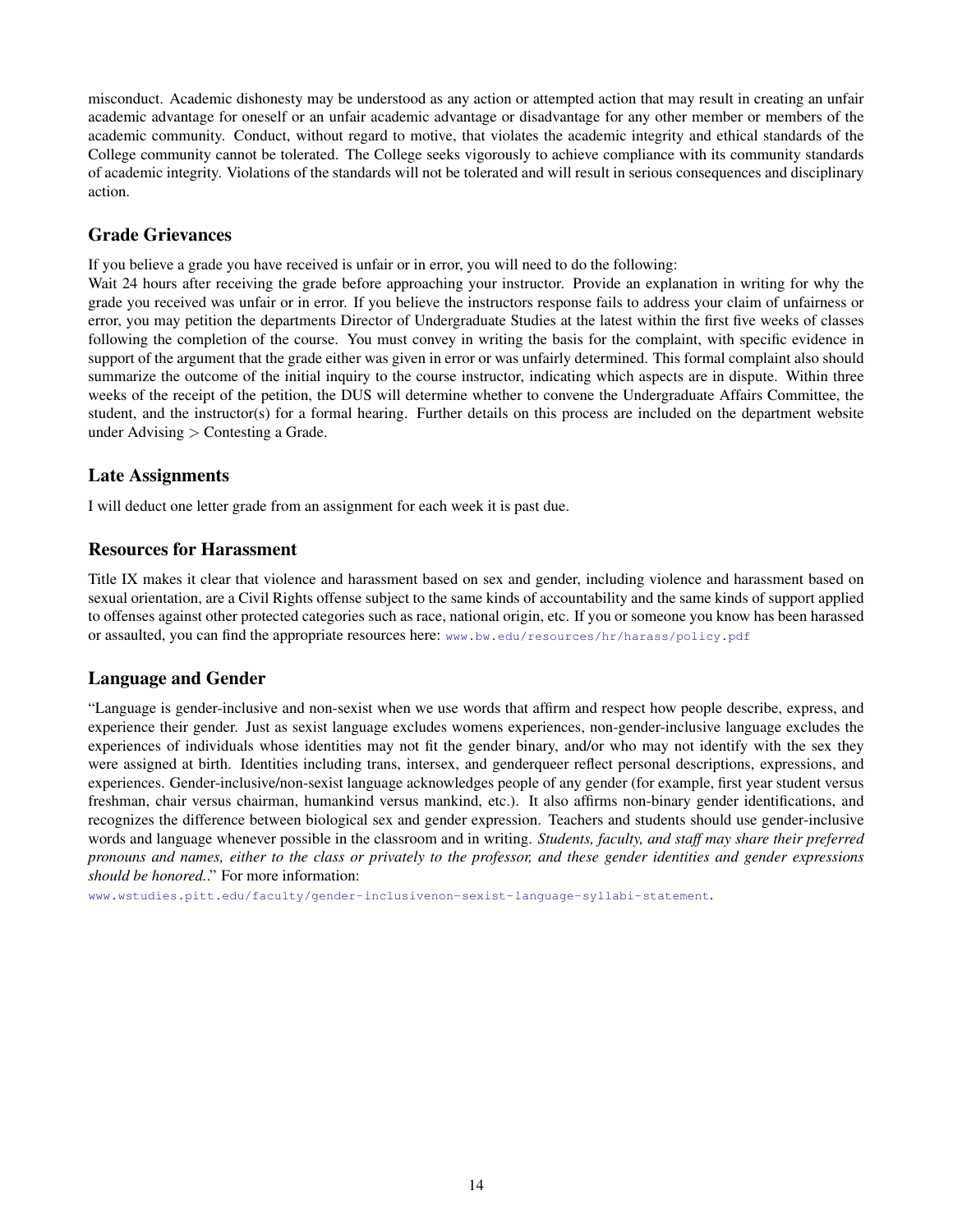misconduct. Academic dishonesty may be understood as any action or attempted action that may result in creating an unfair academic advantage for oneself or an unfair academic advantage or disadvantage for any other member or members of the academic community. Conduct, without regard to motive, that violates the academic integrity and ethical standards of the College community cannot be tolerated. The College seeks vigorously to achieve compliance with its community standards of academic integrity. Violations of the standards will not be tolerated and will result in serious consequences and disciplinary action.

## Grade Grievances

If you believe a grade you have received is unfair or in error, you will need to do the following:
Wait 24 hours after receiving the grade before approaching your instructor. Provide an explanation in writing for why the grade you received was unfair or in error. If you believe the instructors response fails to address your claim of unfairness or error, you may petition the departments Director of Undergraduate Studies at the latest within the first five weeks of classes following the completion of the course. You must convey in writing the basis for the complaint, with specific evidence in support of the argument that the grade either was given in error or was unfairly determined. This formal complaint also should summarize the outcome of the initial inquiry to the course instructor, indicating which aspects are in dispute. Within three weeks of the receipt of the petition, the DUS will determine whether to convene the Undergraduate Affairs Committee, the student, and the instructor(s) for a formal hearing. Further details on this process are included on the department website under Advising > Contesting a Grade.

## Late Assignments

I will deduct one letter grade from an assignment for each week it is past due.

## Resources for Harassment

Title IX makes it clear that violence and harassment based on sex and gender, including violence and harassment based on sexual orientation, are a Civil Rights offense subject to the same kinds of accountability and the same kinds of support applied to offenses against other protected categories such as race, national origin, etc. If you or someone you know has been harassed or assaulted, you can find the appropriate resources here: www.bw.edu/resources/hr/harass/policy.pdf

## Language and Gender

"Language is gender-inclusive and non-sexist when we use words that affirm and respect how people describe, express, and experience their gender. Just as sexist language excludes womens experiences, non-gender-inclusive language excludes the experiences of individuals whose identities may not fit the gender binary, and/or who may not identify with the sex they were assigned at birth. Identities including trans, intersex, and genderqueer reflect personal descriptions, expressions, and experiences. Gender-inclusive/non-sexist language acknowledges people of any gender (for example, first year student versus freshman, chair versus chairman, humankind versus mankind, etc.). It also affirms non-binary gender identifications, and recognizes the difference between biological sex and gender expression. Teachers and students should use gender-inclusive words and language whenever possible in the classroom and in writing. *Students, faculty, and staff may share their preferred pronouns and names, either to the class or privately to the professor, and these gender identities and gender expressions should be honored.*." For more information:
www.wstudies.pitt.edu/faculty/gender-inclusivenon-sexist-language-syllabi-statement.